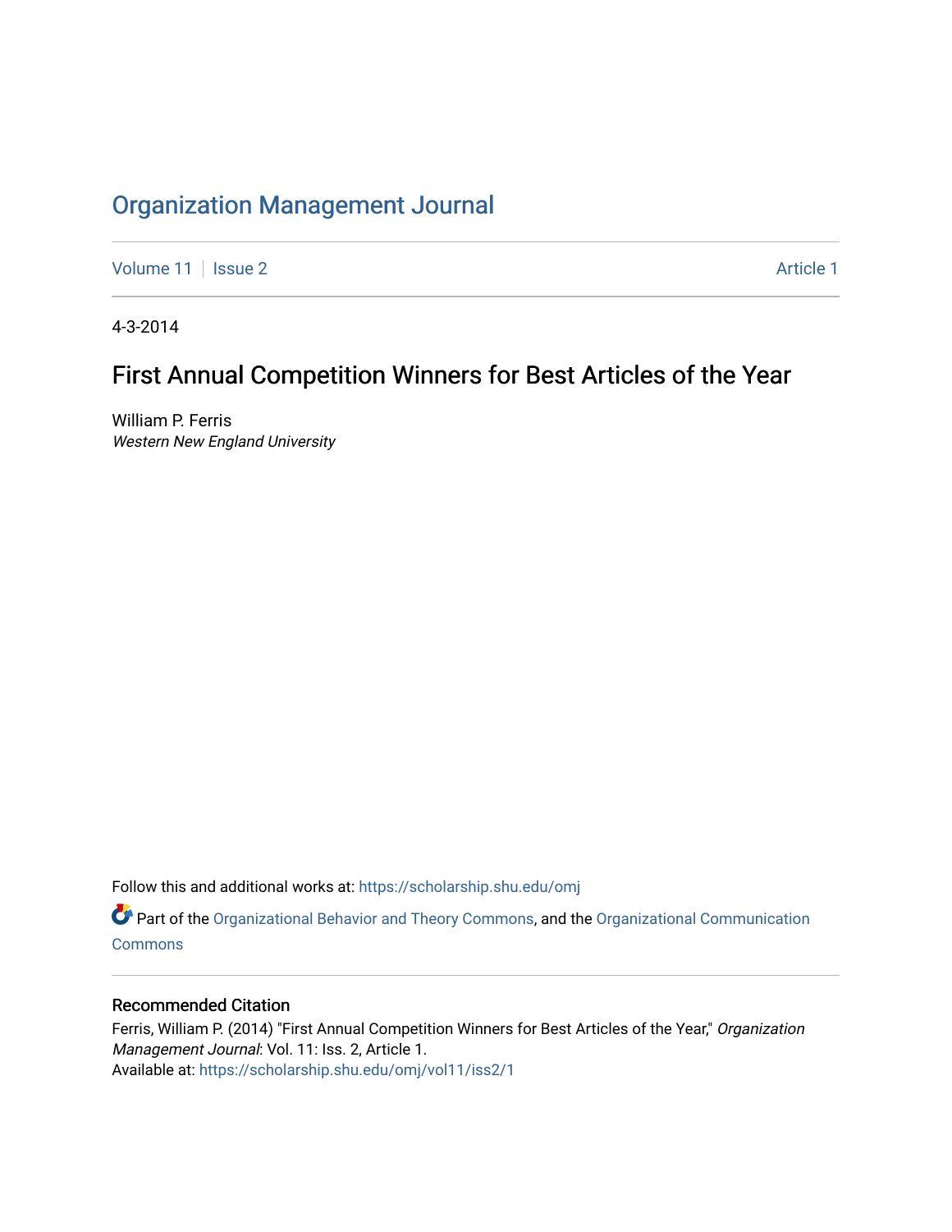# Organization Management Journal

Volume 11 | Issue 2 Article 1

4-3-2014

## First Annual Competition Winners for Best Articles of the Year

William P. Ferris
*Western New England University*

Follow this and additional works at: https://scholarship.shu.edu/omj

Part of the Organizational Behavior and Theory Commons, and the Organizational Communication Commons

### Recommended Citation

Ferris, William P. (2014) "First Annual Competition Winners for Best Articles of the Year," *Organization Management Journal*: Vol. 11: Iss. 2, Article 1.
Available at: https://scholarship.shu.edu/omj/vol11/iss2/1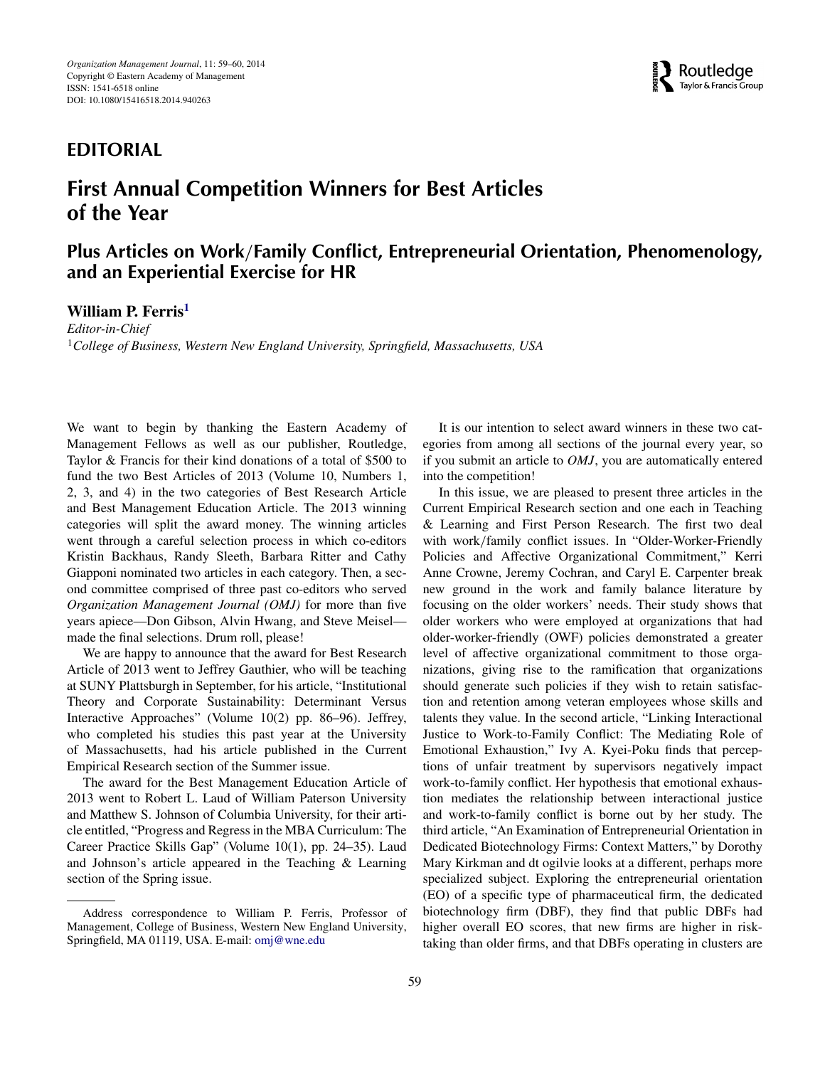## EDITORIAL

# First Annual Competition Winners for Best Articles of the Year

## Plus Articles on Work/Family Conflict, Entrepreneurial Orientation, Phenomenology, and an Experiential Exercise for HR

**William P. Ferris**[1]

*Editor-in-Chief*

[1]*College of Business, Western New England University, Springfield, Massachusetts, USA*

We want to begin by thanking the Eastern Academy of Management Fellows as well as our publisher, Routledge, Taylor & Francis for their kind donations of a total of $500 to fund the two Best Articles of 2013 (Volume 10, Numbers 1, 2, 3, and 4) in the two categories of Best Research Article and Best Management Education Article. The 2013 winning categories will split the award money. The winning articles went through a careful selection process in which co-editors Kristin Backhaus, Randy Sleeth, Barbara Ritter and Cathy Giapponi nominated two articles in each category. Then, a second committee comprised of three past co-editors who served *Organization Management Journal (OMJ)* for more than five years apiece—Don Gibson, Alvin Hwang, and Steve Meisel—made the final selections. Drum roll, please!

We are happy to announce that the award for Best Research Article of 2013 went to Jeffrey Gauthier, who will be teaching at SUNY Plattsburgh in September, for his article, "Institutional Theory and Corporate Sustainability: Determinant Versus Interactive Approaches" (Volume 10(2) pp. 86–96). Jeffrey, who completed his studies this past year at the University of Massachusetts, had his article published in the Current Empirical Research section of the Summer issue.

The award for the Best Management Education Article of 2013 went to Robert L. Laud of William Paterson University and Matthew S. Johnson of Columbia University, for their article entitled, "Progress and Regress in the MBA Curriculum: The Career Practice Skills Gap" (Volume 10(1), pp. 24–35). Laud and Johnson's article appeared in the Teaching & Learning section of the Spring issue.

It is our intention to select award winners in these two categories from among all sections of the journal every year, so if you submit an article to *OMJ*, you are automatically entered into the competition!

In this issue, we are pleased to present three articles in the Current Empirical Research section and one each in Teaching & Learning and First Person Research. The first two deal with work/family conflict issues. In "Older-Worker-Friendly Policies and Affective Organizational Commitment," Kerri Anne Crowne, Jeremy Cochran, and Caryl E. Carpenter break new ground in the work and family balance literature by focusing on the older workers' needs. Their study shows that older workers who were employed at organizations that had older-worker-friendly (OWF) policies demonstrated a greater level of affective organizational commitment to those organizations, giving rise to the ramification that organizations should generate such policies if they wish to retain satisfaction and retention among veteran employees whose skills and talents they value. In the second article, "Linking Interactional Justice to Work-to-Family Conflict: The Mediating Role of Emotional Exhaustion," Ivy A. Kyei-Poku finds that perceptions of unfair treatment by supervisors negatively impact work-to-family conflict. Her hypothesis that emotional exhaustion mediates the relationship between interactional justice and work-to-family conflict is borne out by her study. The third article, "An Examination of Entrepreneurial Orientation in Dedicated Biotechnology Firms: Context Matters," by Dorothy Mary Kirkman and dt ogilvie looks at a different, perhaps more specialized subject. Exploring the entrepreneurial orientation (EO) of a specific type of pharmaceutical firm, the dedicated biotechnology firm (DBF), they find that public DBFs had higher overall EO scores, that new firms are higher in risk-taking than older firms, and that DBFs operating in clusters are

---

Address correspondence to William P. Ferris, Professor of Management, College of Business, Western New England University, Springfield, MA 01119, USA. E-mail: omj@wne.edu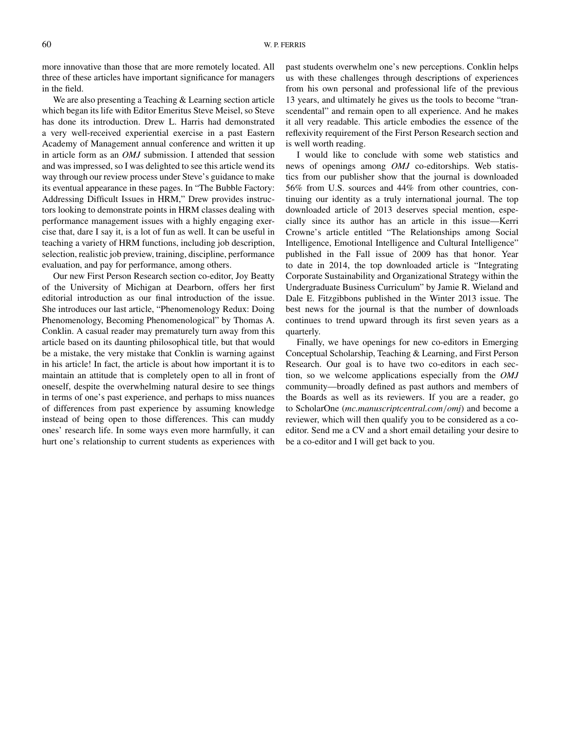more innovative than those that are more remotely located. All three of these articles have important significance for managers in the field.

We are also presenting a Teaching & Learning section article which began its life with Editor Emeritus Steve Meisel, so Steve has done its introduction. Drew L. Harris had demonstrated a very well-received experiential exercise in a past Eastern Academy of Management annual conference and written it up in article form as an *OMJ* submission. I attended that session and was impressed, so I was delighted to see this article wend its way through our review process under Steve's guidance to make its eventual appearance in these pages. In "The Bubble Factory: Addressing Difficult Issues in HRM," Drew provides instructors looking to demonstrate points in HRM classes dealing with performance management issues with a highly engaging exercise that, dare I say it, is a lot of fun as well. It can be useful in teaching a variety of HRM functions, including job description, selection, realistic job preview, training, discipline, performance evaluation, and pay for performance, among others.

Our new First Person Research section co-editor, Joy Beatty of the University of Michigan at Dearborn, offers her first editorial introduction as our final introduction of the issue. She introduces our last article, "Phenomenology Redux: Doing Phenomenology, Becoming Phenomenological" by Thomas A. Conklin. A casual reader may prematurely turn away from this article based on its daunting philosophical title, but that would be a mistake, the very mistake that Conklin is warning against in his article! In fact, the article is about how important it is to maintain an attitude that is completely open to all in front of oneself, despite the overwhelming natural desire to see things in terms of one's past experience, and perhaps to miss nuances of differences from past experience by assuming knowledge instead of being open to those differences. This can muddy ones' research life. In some ways even more harmfully, it can hurt one's relationship to current students as experiences with past students overwhelm one's new perceptions. Conklin helps us with these challenges through descriptions of experiences from his own personal and professional life of the previous 13 years, and ultimately he gives us the tools to become "transcendental" and remain open to all experience. And he makes it all very readable. This article embodies the essence of the reflexivity requirement of the First Person Research section and is well worth reading.

I would like to conclude with some web statistics and news of openings among *OMJ* co-editorships. Web statistics from our publisher show that the journal is downloaded 56% from U.S. sources and 44% from other countries, continuing our identity as a truly international journal. The top downloaded article of 2013 deserves special mention, especially since its author has an article in this issue—Kerri Crowne's article entitled "The Relationships among Social Intelligence, Emotional Intelligence and Cultural Intelligence" published in the Fall issue of 2009 has that honor. Year to date in 2014, the top downloaded article is "Integrating Corporate Sustainability and Organizational Strategy within the Undergraduate Business Curriculum" by Jamie R. Wieland and Dale E. Fitzgibbons published in the Winter 2013 issue. The best news for the journal is that the number of downloads continues to trend upward through its first seven years as a quarterly.

Finally, we have openings for new co-editors in Emerging Conceptual Scholarship, Teaching & Learning, and First Person Research. Our goal is to have two co-editors in each section, so we welcome applications especially from the *OMJ* community—broadly defined as past authors and members of the Boards as well as its reviewers. If you are a reader, go to ScholarOne (*mc.manuscriptcentral.com/omj*) and become a reviewer, which will then qualify you to be considered as a co-editor. Send me a CV and a short email detailing your desire to be a co-editor and I will get back to you.